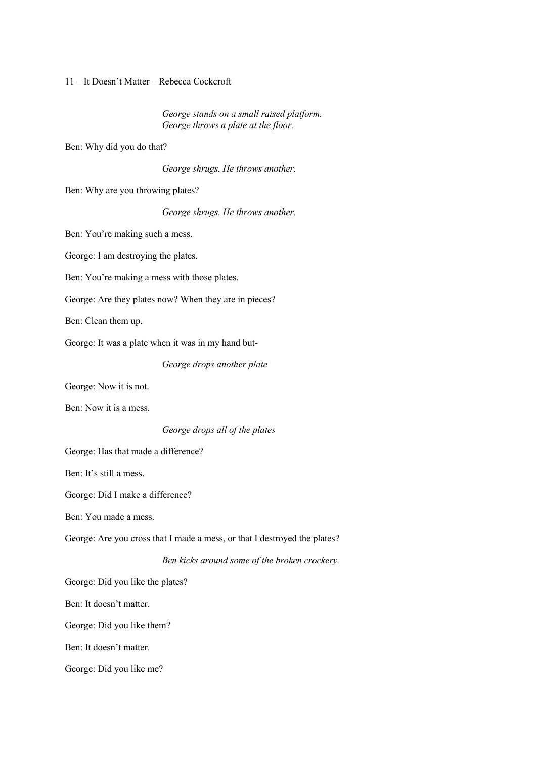11 – It Doesn't Matter – Rebecca Cockcroft

*George stands on a small raised platform.*
*George throws a plate at the floor.*

Ben: Why did you do that?

*George shrugs. He throws another.*

Ben: Why are you throwing plates?

*George shrugs. He throws another.*

Ben: You're making such a mess.

George: I am destroying the plates.

Ben: You're making a mess with those plates.

George: Are they plates now? When they are in pieces?

Ben: Clean them up.

George: It was a plate when it was in my hand but-

*George drops another plate*

George: Now it is not.

Ben: Now it is a mess.

*George drops all of the plates*

George: Has that made a difference?

Ben: It's still a mess.

George: Did I make a difference?

Ben: You made a mess.

George: Are you cross that I made a mess, or that I destroyed the plates?

*Ben kicks around some of the broken crockery.*

George: Did you like the plates?

Ben: It doesn't matter.

George: Did you like them?

Ben: It doesn't matter.

George: Did you like me?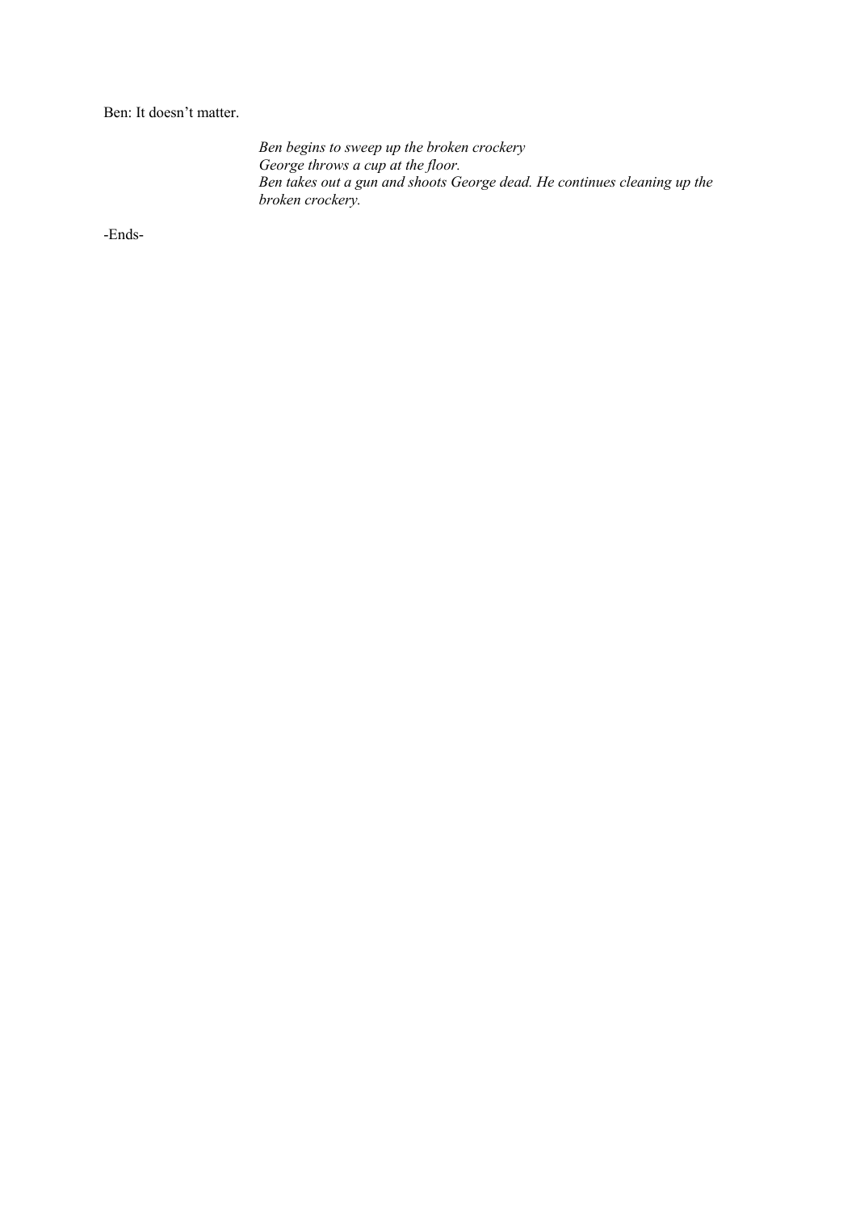Ben: It doesn't matter.

*Ben begins to sweep up the broken crockery*
*George throws a cup at the floor.*
*Ben takes out a gun and shoots George dead. He continues cleaning up the broken crockery.*

-Ends-